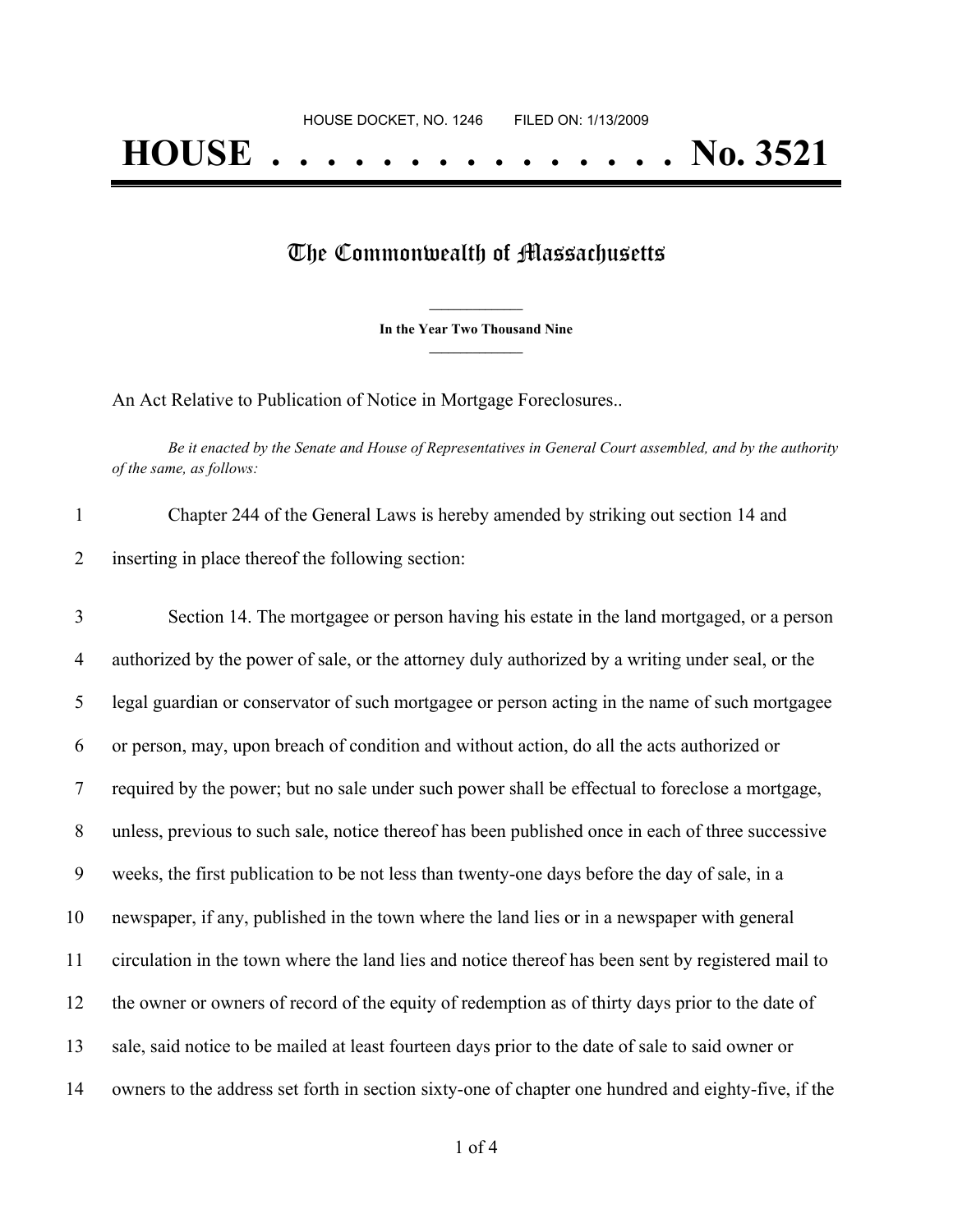HOUSE DOCKET, NO. 1246        FILED ON: 1/13/2009

# HOUSE . . . . . . . . . . . . . . . No. 3521

## The Commonwealth of Massachusetts

**In the Year Two Thousand Nine**

An Act Relative to Publication of Notice in Mortgage Foreclosures..

*Be it enacted by the Senate and House of Representatives in General Court assembled, and by the authority of the same, as follows:*

1 Chapter 244 of the General Laws is hereby amended by striking out section 14 and
2 inserting in place thereof the following section:

3 Section 14. The mortgagee or person having his estate in the land mortgaged, or a person
4 authorized by the power of sale, or the attorney duly authorized by a writing under seal, or the
5 legal guardian or conservator of such mortgagee or person acting in the name of such mortgagee
6 or person, may, upon breach of condition and without action, do all the acts authorized or
7 required by the power; but no sale under such power shall be effectual to foreclose a mortgage,
8 unless, previous to such sale, notice thereof has been published once in each of three successive
9 weeks, the first publication to be not less than twenty-one days before the day of sale, in a
10 newspaper, if any, published in the town where the land lies or in a newspaper with general
11 circulation in the town where the land lies and notice thereof has been sent by registered mail to
12 the owner or owners of record of the equity of redemption as of thirty days prior to the date of
13 sale, said notice to be mailed at least fourteen days prior to the date of sale to said owner or
14 owners to the address set forth in section sixty-one of chapter one hundred and eighty-five, if the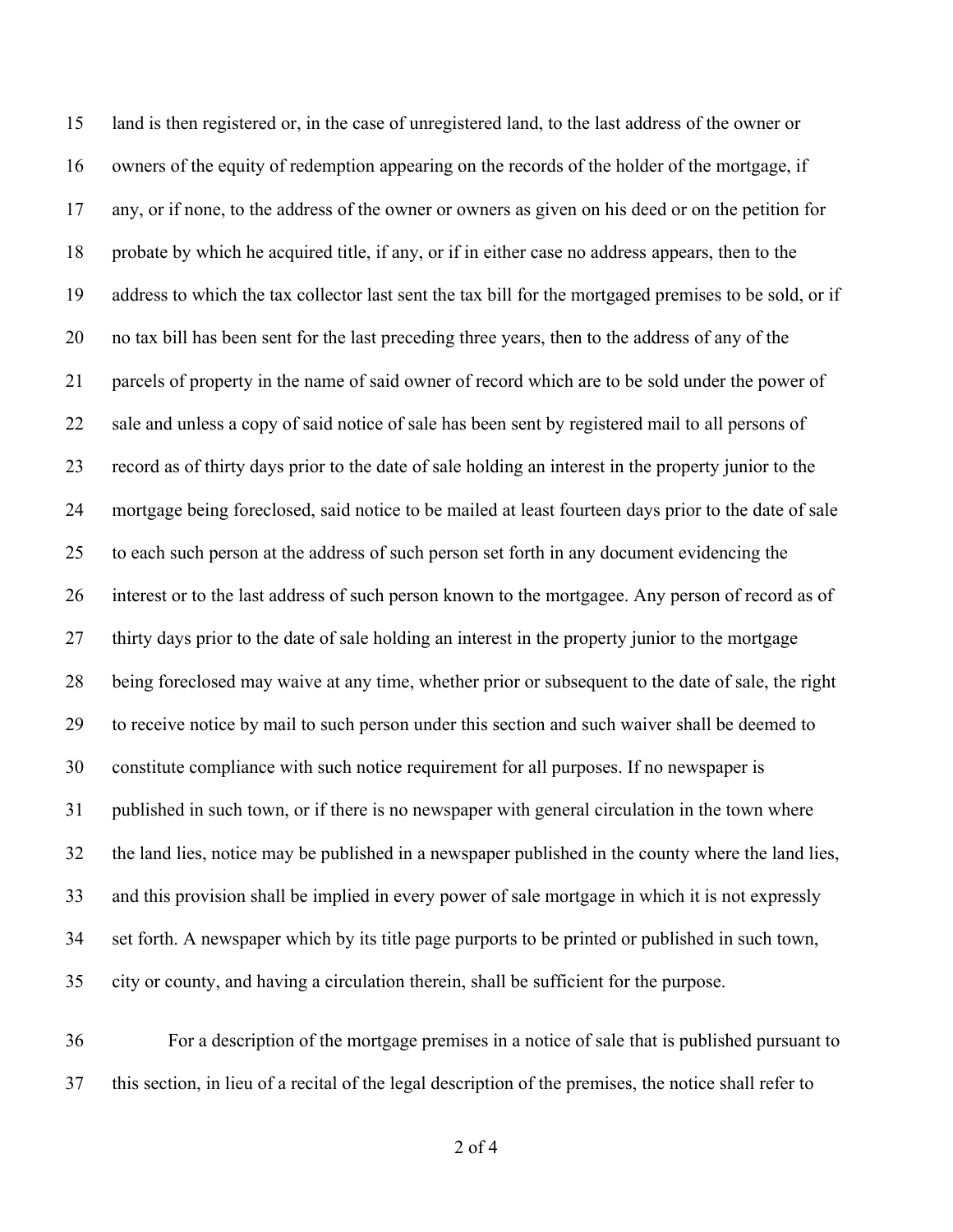land is then registered or, in the case of unregistered land, to the last address of the owner or owners of the equity of redemption appearing on the records of the holder of the mortgage, if any, or if none, to the address of the owner or owners as given on his deed or on the petition for probate by which he acquired title, if any, or if in either case no address appears, then to the address to which the tax collector last sent the tax bill for the mortgaged premises to be sold, or if no tax bill has been sent for the last preceding three years, then to the address of any of the parcels of property in the name of said owner of record which are to be sold under the power of sale and unless a copy of said notice of sale has been sent by registered mail to all persons of record as of thirty days prior to the date of sale holding an interest in the property junior to the mortgage being foreclosed, said notice to be mailed at least fourteen days prior to the date of sale to each such person at the address of such person set forth in any document evidencing the interest or to the last address of such person known to the mortgagee. Any person of record as of thirty days prior to the date of sale holding an interest in the property junior to the mortgage being foreclosed may waive at any time, whether prior or subsequent to the date of sale, the right to receive notice by mail to such person under this section and such waiver shall be deemed to constitute compliance with such notice requirement for all purposes. If no newspaper is published in such town, or if there is no newspaper with general circulation in the town where the land lies, notice may be published in a newspaper published in the county where the land lies, and this provision shall be implied in every power of sale mortgage in which it is not expressly set forth. A newspaper which by its title page purports to be printed or published in such town, city or county, and having a circulation therein, shall be sufficient for the purpose.

For a description of the mortgage premises in a notice of sale that is published pursuant to this section, in lieu of a recital of the legal description of the premises, the notice shall refer to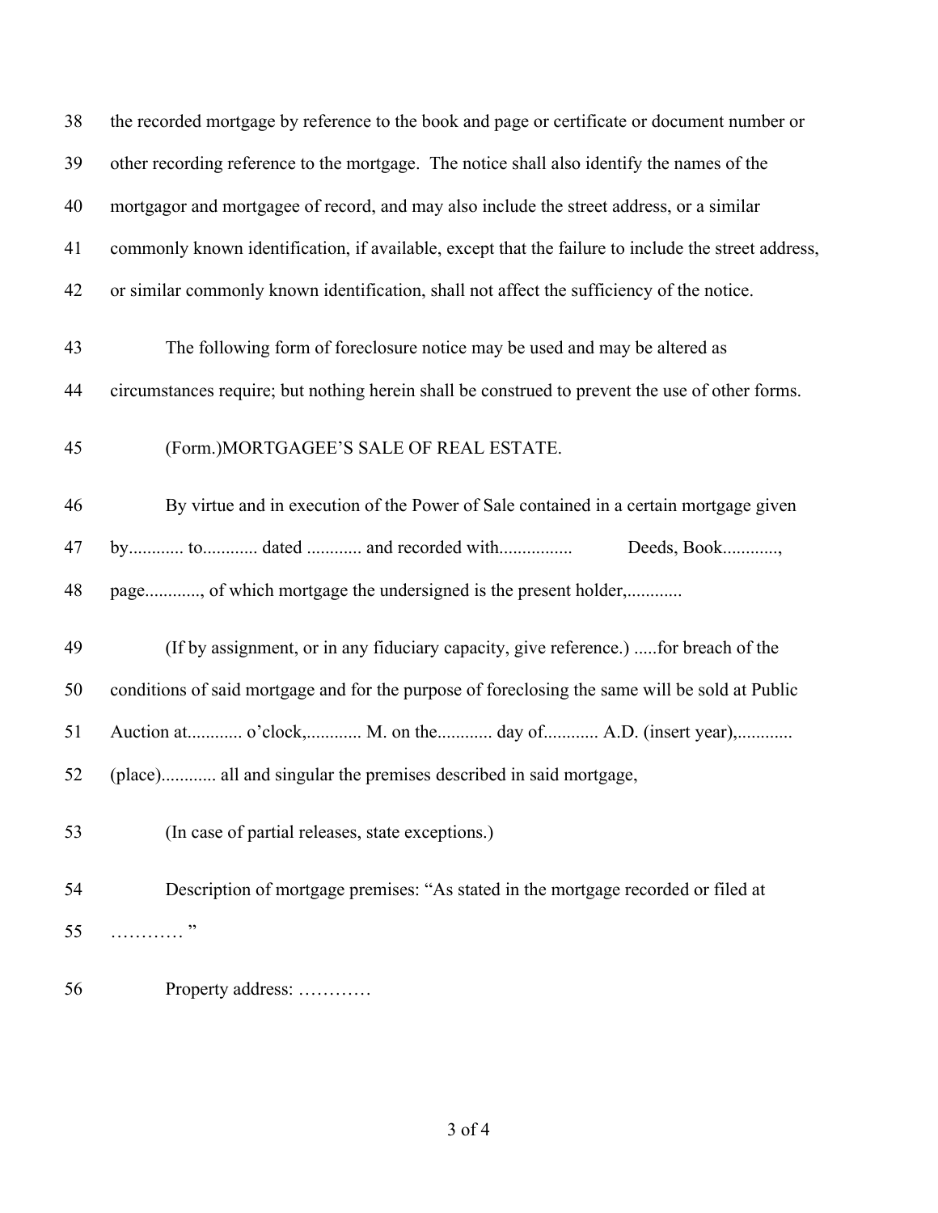the recorded mortgage by reference to the book and page or certificate or document number or other recording reference to the mortgage. The notice shall also identify the names of the mortgagor and mortgagee of record, and may also include the street address, or a similar commonly known identification, if available, except that the failure to include the street address, or similar commonly known identification, shall not affect the sufficiency of the notice.

The following form of foreclosure notice may be used and may be altered as circumstances require; but nothing herein shall be construed to prevent the use of other forms.

(Form.)MORTGAGEE'S SALE OF REAL ESTATE.

By virtue and in execution of the Power of Sale contained in a certain mortgage given by............ to............ dated ............ and recorded with................ Deeds, Book............, page............, of which mortgage the undersigned is the present holder,............

(If by assignment, or in any fiduciary capacity, give reference.) .....for breach of the conditions of said mortgage and for the purpose of foreclosing the same will be sold at Public Auction at............ o'clock,............ M. on the............ day of............ A.D. (insert year),............ (place)............ all and singular the premises described in said mortgage,

(In case of partial releases, state exceptions.)

Description of mortgage premises: "As stated in the mortgage recorded or filed at ………… "

Property address: …………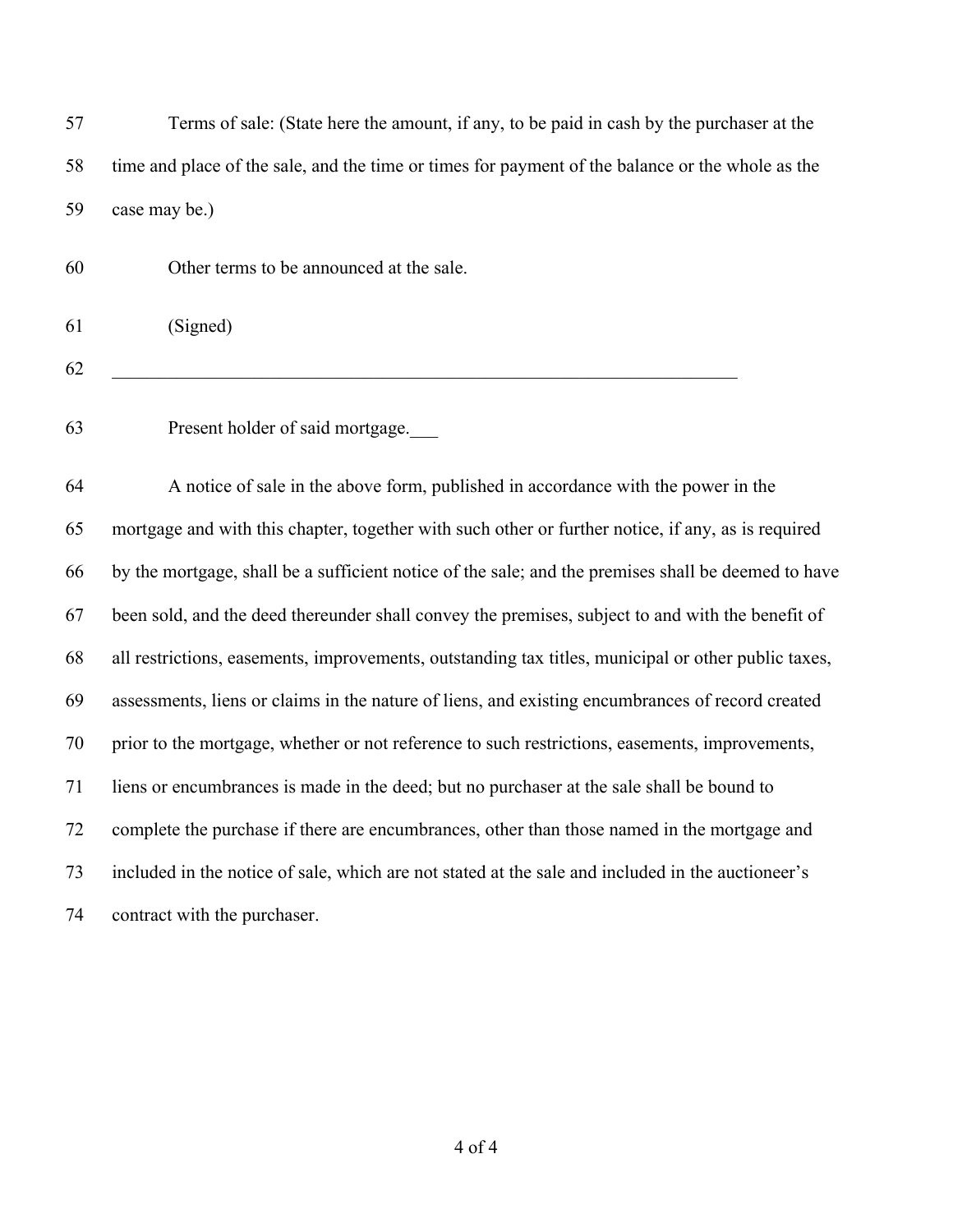Terms of sale: (State here the amount, if any, to be paid in cash by the purchaser at the time and place of the sale, and the time or times for payment of the balance or the whole as the case may be.)

Other terms to be announced at the sale.

(Signed)

\_\_\_\_\_\_\_\_\_\_\_\_\_\_\_\_\_\_\_\_\_\_\_\_\_\_\_\_\_\_\_\_\_\_\_\_\_\_\_\_\_\_\_\_\_\_\_\_\_\_\_\_\_\_\_\_\_\_\_\_\_\_\_\_\_\_\_\_\_\_

Present holder of said mortgage.\_\_\_

A notice of sale in the above form, published in accordance with the power in the mortgage and with this chapter, together with such other or further notice, if any, as is required by the mortgage, shall be a sufficient notice of the sale; and the premises shall be deemed to have been sold, and the deed thereunder shall convey the premises, subject to and with the benefit of all restrictions, easements, improvements, outstanding tax titles, municipal or other public taxes, assessments, liens or claims in the nature of liens, and existing encumbrances of record created prior to the mortgage, whether or not reference to such restrictions, easements, improvements, liens or encumbrances is made in the deed; but no purchaser at the sale shall be bound to complete the purchase if there are encumbrances, other than those named in the mortgage and included in the notice of sale, which are not stated at the sale and included in the auctioneer's contract with the purchaser.